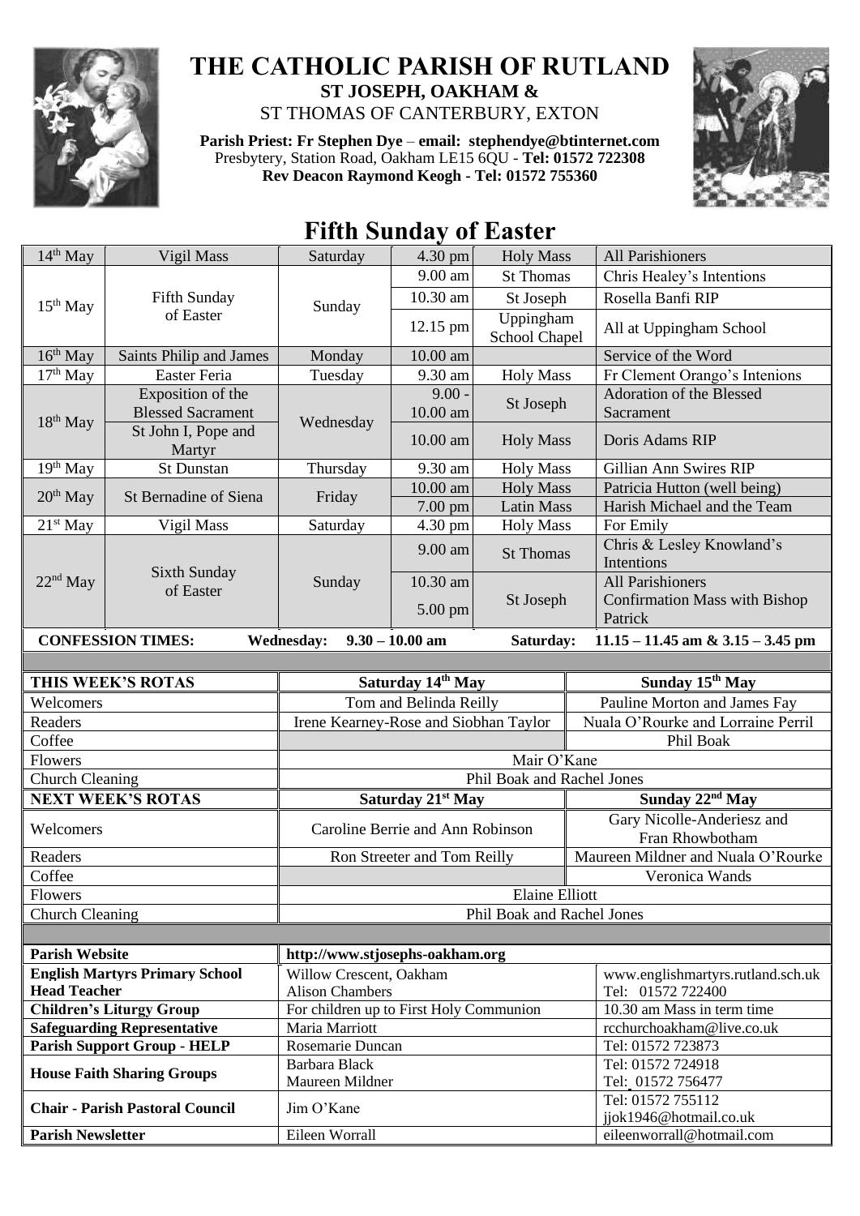# THE CATHOLIC PARISH OF RUTLAND

## ST JOSEPH, OAKHAM &

ST THOMAS OF CANTERBURY, EXTON

**Parish Priest: Fr Stephen Dye** – **email: stephendye@btinternet.com**
Presbytery, Station Road, Oakham LE15 6QU - **Tel: 01572 722308**
**Rev Deacon Raymond Keogh - Tel: 01572 755360**

# Fifth Sunday of Easter

| Date | Feast | Day | Time | Place | Intention |
|---|---|---|---|---|---|
| 14th May | Vigil Mass | Saturday | 4.30 pm | Holy Mass | All Parishioners |
| 15th May | Fifth Sunday of Easter | Sunday | 9.00 am | St Thomas | Chris Healey's Intentions |
| | | | 10.30 am | St Joseph | Rosella Banfi RIP |
| | | | 12.15 pm | Uppingham School Chapel | All at Uppingham School |
| 16th May | Saints Philip and James | Monday | 10.00 am | | Service of the Word |
| 17th May | Easter Feria | Tuesday | 9.30 am | Holy Mass | Fr Clement Orango's Intenions |
| 18th May | Exposition of the Blessed Sacrament | Wednesday | 9.00 - 10.00 am | St Joseph | Adoration of the Blessed Sacrament |
| | St John I, Pope and Martyr | | 10.00 am | Holy Mass | Doris Adams RIP |
| 19th May | St Dunstan | Thursday | 9.30 am | Holy Mass | Gillian Ann Swires RIP |
| 20th May | St Bernadine of Siena | Friday | 10.00 am | Holy Mass | Patricia Hutton (well being) |
| | | | 7.00 pm | Latin Mass | Harish Michael and the Team |
| 21st May | Vigil Mass | Saturday | 4.30 pm | Holy Mass | For Emily |
| 22nd May | Sixth Sunday of Easter | Sunday | 9.00 am | St Thomas | Chris & Lesley Knowland's Intentions |
| | | | 10.30 am | St Joseph | All Parishioners |
| | | | 5.00 pm | St Joseph | Confirmation Mass with Bishop Patrick |

**CONFESSION TIMES: Wednesday: 9.30 – 10.00 am Saturday: 11.15 – 11.45 am & 3.15 – 3.45 pm**

| THIS WEEK'S ROTAS | Saturday 14th May | Sunday 15th May |
|---|---|---|
| Welcomers | Tom and Belinda Reilly | Pauline Morton and James Fay |
| Readers | Irene Kearney-Rose and Siobhan Taylor | Nuala O'Rourke and Lorraine Perril |
| Coffee | | Phil Boak |
| Flowers | Mair O'Kane | |
| Church Cleaning | Phil Boak and Rachel Jones | |
| **NEXT WEEK'S ROTAS** | **Saturday 21st May** | **Sunday 22nd May** |
| Welcomers | Caroline Berrie and Ann Robinson | Gary Nicolle-Anderiesz and Fran Rhowbotham |
| Readers | Ron Streeter and Tom Reilly | Maureen Mildner and Nuala O'Rourke |
| Coffee | | Veronica Wands |
| Flowers | Elaine Elliott | |
| Church Cleaning | Phil Boak and Rachel Jones | |

| | | |
|---|---|---|
| **Parish Website** | http://www.stjosephs-oakham.org | |
| **English Martyrs Primary School Head Teacher** | Willow Crescent, Oakham Alison Chambers | www.englishmartyrs.rutland.sch.uk Tel: 01572 722400 |
| **Children's Liturgy Group** | For children up to First Holy Communion | 10.30 am Mass in term time |
| **Safeguarding Representative** | Maria Marriott | rcchurchoakham@live.co.uk |
| **Parish Support Group - HELP** | Rosemarie Duncan | Tel: 01572 723873 |
| **House Faith Sharing Groups** | Barbara Black<br>Maureen Mildner | Tel: 01572 724918<br>Tel: 01572 756477 |
| **Chair - Parish Pastoral Council** | Jim O'Kane | Tel: 01572 755112<br>jjok1946@hotmail.co.uk |
| **Parish Newsletter** | Eileen Worrall | eileenworrall@hotmail.com |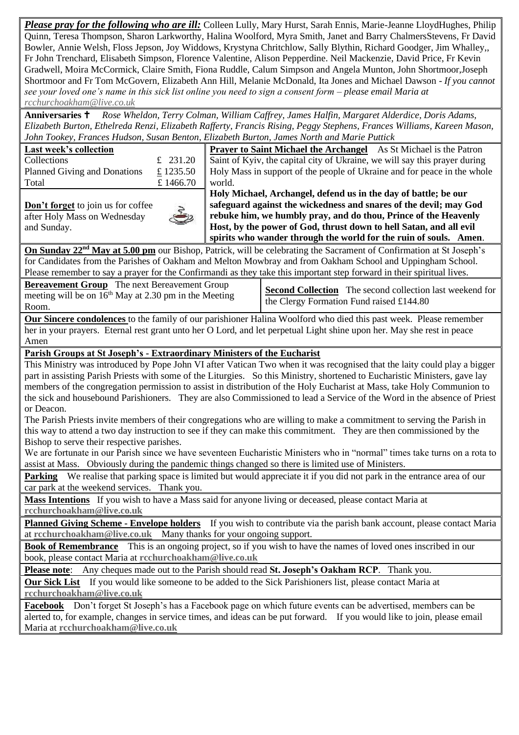***Please pray for the following who are ill:*** Colleen Lully, Mary Hurst, Sarah Ennis, Marie-Jeanne LloydHughes, Philip Quinn, Teresa Thompson, Sharon Larkworthy, Halina Woolford, Myra Smith, Janet and Barry ChalmersStevens, Fr David Bowler, Annie Welsh, Floss Jepson, Joy Widdows, Krystyna Chritchlow, Sally Blythin, Richard Goodger, Jim Whalley,, Fr John Trenchard, Elisabeth Simpson, Florence Valentine, Alison Pepperdine. Neil Mackenzie, David Price, Fr Kevin Gradwell, Moira McCormick, Claire Smith, Fiona Ruddle, Calum Simpson and Angela Munton, John Shortmoor,Joseph Shortmoor and Fr Tom McGovern, Elizabeth Ann Hill, Melanie McDonald, Ita Jones and Michael Dawson - *If you cannot see your loved one's name in this sick list online you need to sign a consent form – please email Maria at rcchurchoakham@live.co.uk*

**Anniversaries ✝** *Rose Wheldon, Terry Colman, William Caffrey, James Halfin, Margaret Alderdice, Doris Adams, Elizabeth Burton, Ethelreda Renzi, Elizabeth Rafferty, Francis Rising, Peggy Stephens, Frances Williams, Kareen Mason, John Tookey, Frances Hudson, Susan Benton, Elizabeth Burton, James North and Marie Puttick*

**Last week's collection**

| | |
|---|---|
| Collections | £ 231.20 |
| Planned Giving and Donations | £ 1235.50 |
| Total | £ 1466.70 |

**Don't forget** to join us for coffee after Holy Mass on Wednesday and Sunday.

**Prayer to Saint Michael the Archangel** As St Michael is the Patron Saint of Kyiv, the capital city of Ukraine, we will say this prayer during Holy Mass in support of the people of Ukraine and for peace in the whole world.

**Holy Michael, Archangel, defend us in the day of battle; be our safeguard against the wickedness and snares of the devil; may God rebuke him, we humbly pray, and do thou, Prince of the Heavenly Host, by the power of God, thrust down to hell Satan, and all evil spirits who wander through the world for the ruin of souls. Amen.**

**On Sunday 22nd May at 5.00 pm** our Bishop, Patrick, will be celebrating the Sacrament of Confirmation at St Joseph's for Candidates from the Parishes of Oakham and Melton Mowbray and from Oakham School and Uppingham School. Please remember to say a prayer for the Confirmandi as they take this important step forward in their spiritual lives.

**Bereavement Group** The next Bereavement Group meeting will be on 16th May at 2.30 pm in the Meeting Room.

**Second Collection** The second collection last weekend for the Clergy Formation Fund raised £144.80

**Our Sincere condolences** to the family of our parishioner Halina Woolford who died this past week. Please remember her in your prayers. Eternal rest grant unto her O Lord, and let perpetual Light shine upon her. May she rest in peace Amen

**Parish Groups at St Joseph's - Extraordinary Ministers of the Eucharist**

This Ministry was introduced by Pope John VI after Vatican Two when it was recognised that the laity could play a bigger part in assisting Parish Priests with some of the Liturgies. So this Ministry, shortened to Eucharistic Ministers, gave lay members of the congregation permission to assist in distribution of the Holy Eucharist at Mass, take Holy Communion to the sick and housebound Parishioners. They are also Commissioned to lead a Service of the Word in the absence of Priest or Deacon.

The Parish Priests invite members of their congregations who are willing to make a commitment to serving the Parish in this way to attend a two day instruction to see if they can make this commitment. They are then commissioned by the Bishop to serve their respective parishes.

We are fortunate in our Parish since we have seventeen Eucharistic Ministers who in "normal" times take turns on a rota to assist at Mass. Obviously during the pandemic things changed so there is limited use of Ministers.

**Parking** We realise that parking space is limited but would appreciate it if you did not park in the entrance area of our car park at the weekend services. Thank you.

**Mass Intentions** If you wish to have a Mass said for anyone living or deceased, please contact Maria at **rcchurchoakham@live.co.uk**

**Planned Giving Scheme - Envelope holders** If you wish to contribute via the parish bank account, please contact Maria at **rcchurchoakham@live.co.uk** Many thanks for your ongoing support.

**Book of Remembrance** This is an ongoing project, so if you wish to have the names of loved ones inscribed in our book, please contact Maria at **rcchurchoakham@live.co.uk**

**Please note**: Any cheques made out to the Parish should read **St. Joseph's Oakham RCP**. Thank you.

**Our Sick List** If you would like someone to be added to the Sick Parishioners list, please contact Maria at **rcchurchoakham@live.co.uk**

**Facebook** Don't forget St Joseph's has a Facebook page on which future events can be advertised, members can be alerted to, for example, changes in service times, and ideas can be put forward. If you would like to join, please email Maria at **rcchurchoakham@live.co.uk**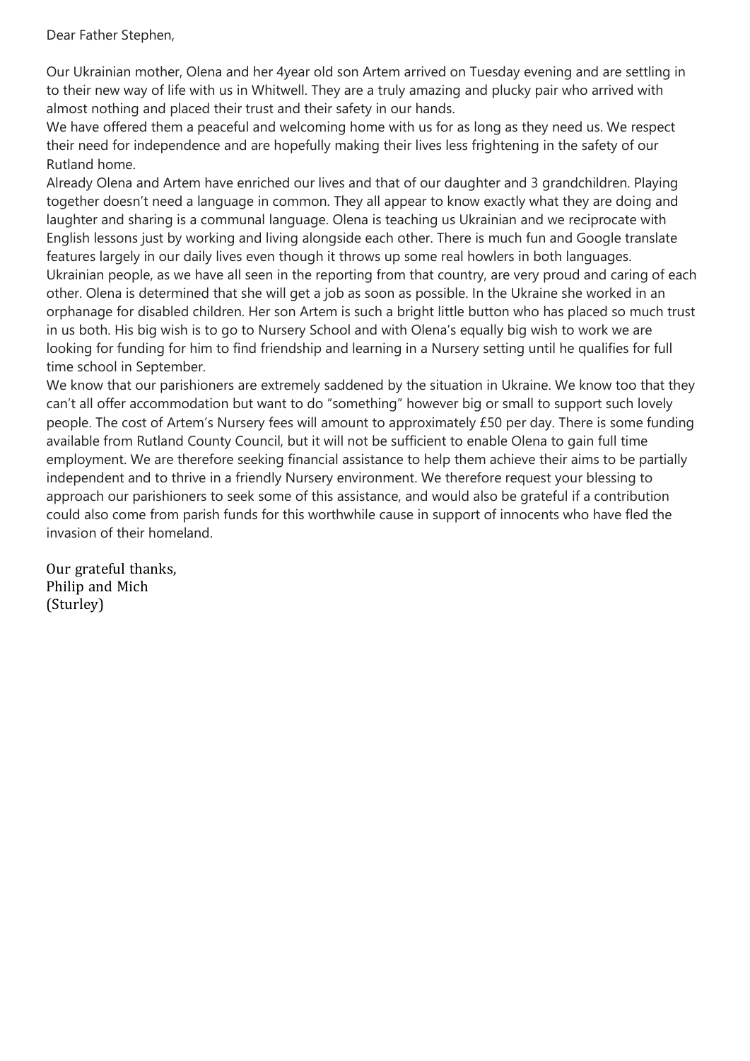Dear Father Stephen,

Our Ukrainian mother, Olena and her 4year old son Artem arrived on Tuesday evening and are settling in to their new way of life with us in Whitwell. They are a truly amazing and plucky pair who arrived with almost nothing and placed their trust and their safety in our hands.

We have offered them a peaceful and welcoming home with us for as long as they need us. We respect their need for independence and are hopefully making their lives less frightening in the safety of our Rutland home.

Already Olena and Artem have enriched our lives and that of our daughter and 3 grandchildren. Playing together doesn't need a language in common. They all appear to know exactly what they are doing and laughter and sharing is a communal language. Olena is teaching us Ukrainian and we reciprocate with English lessons just by working and living alongside each other. There is much fun and Google translate features largely in our daily lives even though it throws up some real howlers in both languages.

Ukrainian people, as we have all seen in the reporting from that country, are very proud and caring of each other. Olena is determined that she will get a job as soon as possible. In the Ukraine she worked in an orphanage for disabled children. Her son Artem is such a bright little button who has placed so much trust in us both. His big wish is to go to Nursery School and with Olena's equally big wish to work we are looking for funding for him to find friendship and learning in a Nursery setting until he qualifies for full time school in September.

We know that our parishioners are extremely saddened by the situation in Ukraine. We know too that they can't all offer accommodation but want to do "something" however big or small to support such lovely people. The cost of Artem's Nursery fees will amount to approximately £50 per day. There is some funding available from Rutland County Council, but it will not be sufficient to enable Olena to gain full time employment. We are therefore seeking financial assistance to help them achieve their aims to be partially independent and to thrive in a friendly Nursery environment. We therefore request your blessing to approach our parishioners to seek some of this assistance, and would also be grateful if a contribution could also come from parish funds for this worthwhile cause in support of innocents who have fled the invasion of their homeland.

Our grateful thanks,
Philip and Mich
(Sturley)